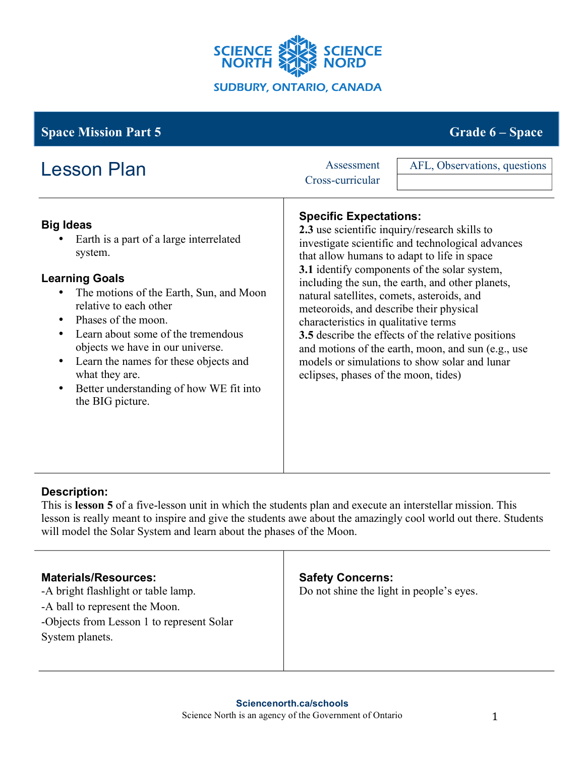SCIENCE NORTH SCIENCE NORD

SUDBURY, ONTARIO, CANADA

**Space Mission Part 5** | **Grade 6 – Space**

# Lesson Plan

| Assessment | AFL, Observations, questions |
| --- | --- |
| Cross-curricular | |

### Big Ideas

- Earth is a part of a large interrelated system.

### Learning Goals

- The motions of the Earth, Sun, and Moon relative to each other
- Phases of the moon.
- Learn about some of the tremendous objects we have in our universe.
- Learn the names for these objects and what they are.
- Better understanding of how WE fit into the BIG picture.

### Specific Expectations:

**2.3** use scientific inquiry/research skills to investigate scientific and technological advances that allow humans to adapt to life in space
**3.1** identify components of the solar system, including the sun, the earth, and other planets, natural satellites, comets, asteroids, and meteoroids, and describe their physical characteristics in qualitative terms
**3.5** describe the effects of the relative positions and motions of the earth, moon, and sun (e.g., use models or simulations to show solar and lunar eclipses, phases of the moon, tides)

### Description:

This is **lesson 5** of a five-lesson unit in which the students plan and execute an interstellar mission. This lesson is really meant to inspire and give the students awe about the amazingly cool world out there. Students will model the Solar System and learn about the phases of the Moon.

### Materials/Resources:

-A bright flashlight or table lamp.
-A ball to represent the Moon.
-Objects from Lesson 1 to represent Solar System planets.

### Safety Concerns:

Do not shine the light in people's eyes.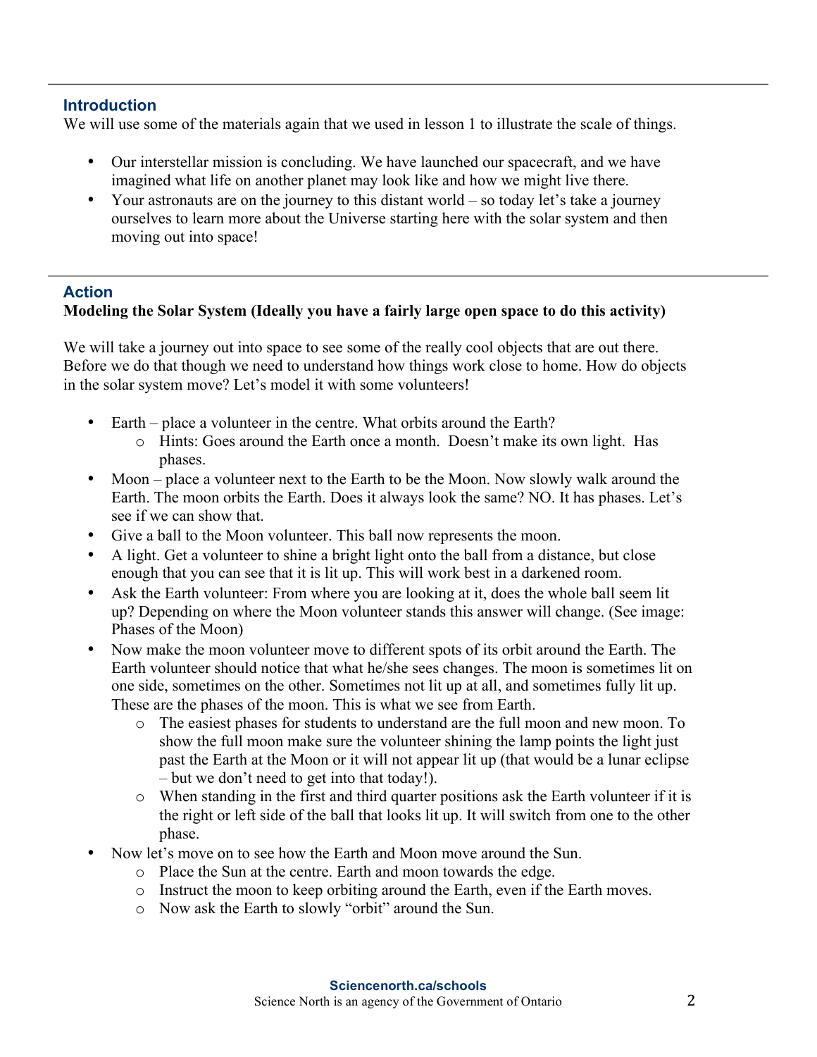## Introduction

We will use some of the materials again that we used in lesson 1 to illustrate the scale of things.

- Our interstellar mission is concluding. We have launched our spacecraft, and we have imagined what life on another planet may look like and how we might live there.
- Your astronauts are on the journey to this distant world – so today let's take a journey ourselves to learn more about the Universe starting here with the solar system and then moving out into space!

## Action

**Modeling the Solar System (Ideally you have a fairly large open space to do this activity)**

We will take a journey out into space to see some of the really cool objects that are out there. Before we do that though we need to understand how things work close to home. How do objects in the solar system move? Let's model it with some volunteers!

- Earth – place a volunteer in the centre. What orbits around the Earth?
  - Hints: Goes around the Earth once a month. Doesn't make its own light. Has phases.
- Moon – place a volunteer next to the Earth to be the Moon. Now slowly walk around the Earth. The moon orbits the Earth. Does it always look the same? NO. It has phases. Let's see if we can show that.
- Give a ball to the Moon volunteer. This ball now represents the moon.
- A light. Get a volunteer to shine a bright light onto the ball from a distance, but close enough that you can see that it is lit up. This will work best in a darkened room.
- Ask the Earth volunteer: From where you are looking at it, does the whole ball seem lit up? Depending on where the Moon volunteer stands this answer will change. (See image: Phases of the Moon)
- Now make the moon volunteer move to different spots of its orbit around the Earth. The Earth volunteer should notice that what he/she sees changes. The moon is sometimes lit on one side, sometimes on the other. Sometimes not lit up at all, and sometimes fully lit up. These are the phases of the moon. This is what we see from Earth.
  - The easiest phases for students to understand are the full moon and new moon. To show the full moon make sure the volunteer shining the lamp points the light just past the Earth at the Moon or it will not appear lit up (that would be a lunar eclipse – but we don't need to get into that today!).
  - When standing in the first and third quarter positions ask the Earth volunteer if it is the right or left side of the ball that looks lit up. It will switch from one to the other phase.
- Now let's move on to see how the Earth and Moon move around the Sun.
  - Place the Sun at the centre. Earth and moon towards the edge.
  - Instruct the moon to keep orbiting around the Earth, even if the Earth moves.
  - Now ask the Earth to slowly "orbit" around the Sun.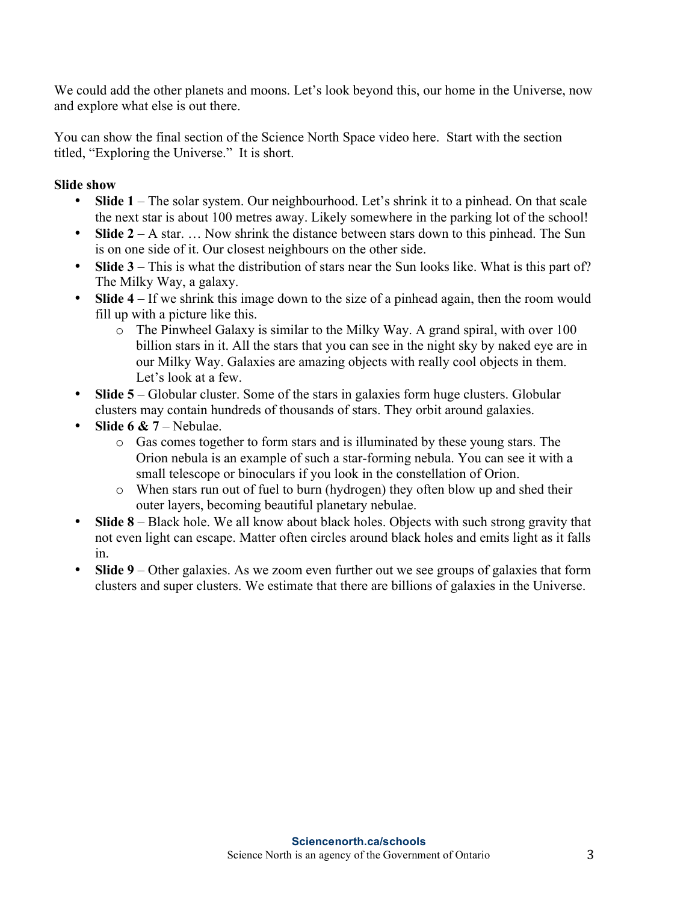We could add the other planets and moons. Let's look beyond this, our home in the Universe, now and explore what else is out there.

You can show the final section of the Science North Space video here. Start with the section titled, "Exploring the Universe." It is short.

**Slide show**

- **Slide 1** – The solar system. Our neighbourhood. Let's shrink it to a pinhead. On that scale the next star is about 100 metres away. Likely somewhere in the parking lot of the school!
- **Slide 2** – A star. … Now shrink the distance between stars down to this pinhead. The Sun is on one side of it. Our closest neighbours on the other side.
- **Slide 3** – This is what the distribution of stars near the Sun looks like. What is this part of? The Milky Way, a galaxy.
- **Slide 4** – If we shrink this image down to the size of a pinhead again, then the room would fill up with a picture like this.
    - The Pinwheel Galaxy is similar to the Milky Way. A grand spiral, with over 100 billion stars in it. All the stars that you can see in the night sky by naked eye are in our Milky Way. Galaxies are amazing objects with really cool objects in them. Let's look at a few.
- **Slide 5** – Globular cluster. Some of the stars in galaxies form huge clusters. Globular clusters may contain hundreds of thousands of stars. They orbit around galaxies.
- **Slide 6 & 7** – Nebulae.
    - Gas comes together to form stars and is illuminated by these young stars. The Orion nebula is an example of such a star-forming nebula. You can see it with a small telescope or binoculars if you look in the constellation of Orion.
    - When stars run out of fuel to burn (hydrogen) they often blow up and shed their outer layers, becoming beautiful planetary nebulae.
- **Slide 8** – Black hole. We all know about black holes. Objects with such strong gravity that not even light can escape. Matter often circles around black holes and emits light as it falls in.
- **Slide 9** – Other galaxies. As we zoom even further out we see groups of galaxies that form clusters and super clusters. We estimate that there are billions of galaxies in the Universe.